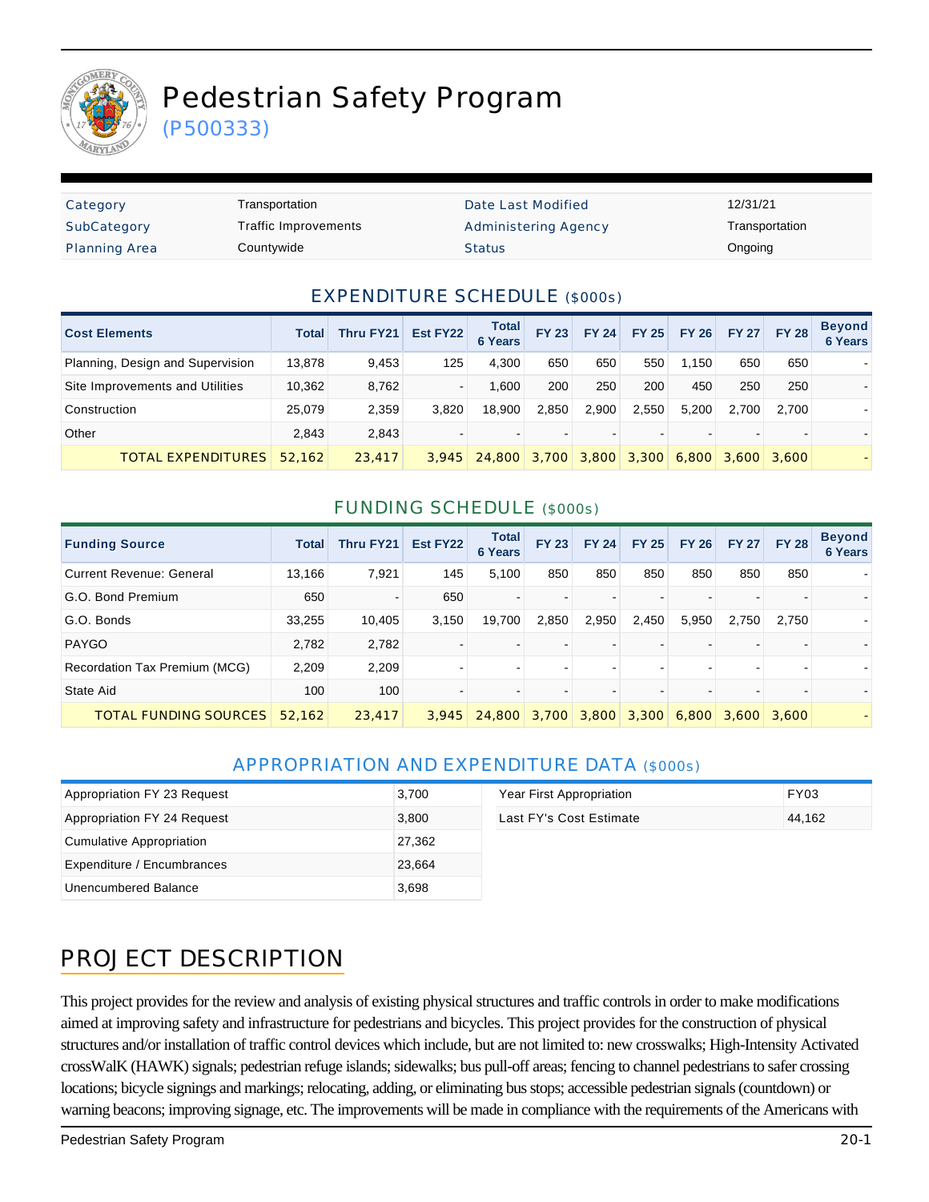# Pedestrian Safety Program

(P500333)

| Category | Transportation | Date Last Modified | 12/31/21 |
|---|---|---|---|
| SubCategory | Traffic Improvements | Administering Agency | Transportation |
| Planning Area | Countywide | Status | Ongoing |

## EXPENDITURE SCHEDULE ($000s)

| Cost Elements | Total | Thru FY21 | Est FY22 | Total 6 Years | FY 23 | FY 24 | FY 25 | FY 26 | FY 27 | FY 28 | Beyond 6 Years |
|---|---|---|---|---|---|---|---|---|---|---|---|
| Planning, Design and Supervision | 13,878 | 9,453 | 125 | 4,300 | 650 | 650 | 550 | 1,150 | 650 | 650 | - |
| Site Improvements and Utilities | 10,362 | 8,762 | - | 1,600 | 200 | 250 | 200 | 450 | 250 | 250 | - |
| Construction | 25,079 | 2,359 | 3,820 | 18,900 | 2,850 | 2,900 | 2,550 | 5,200 | 2,700 | 2,700 | - |
| Other | 2,843 | 2,843 | - | - | - | - | - | - | - | - | - |
| TOTAL EXPENDITURES | 52,162 | 23,417 | 3,945 | 24,800 | 3,700 | 3,800 | 3,300 | 6,800 | 3,600 | 3,600 | - |

## FUNDING SCHEDULE ($000s)

| Funding Source | Total | Thru FY21 | Est FY22 | Total 6 Years | FY 23 | FY 24 | FY 25 | FY 26 | FY 27 | FY 28 | Beyond 6 Years |
|---|---|---|---|---|---|---|---|---|---|---|---|
| Current Revenue: General | 13,166 | 7,921 | 145 | 5,100 | 850 | 850 | 850 | 850 | 850 | 850 | - |
| G.O. Bond Premium | 650 | - | 650 | - | - | - | - | - | - | - | - |
| G.O. Bonds | 33,255 | 10,405 | 3,150 | 19,700 | 2,850 | 2,950 | 2,450 | 5,950 | 2,750 | 2,750 | - |
| PAYGO | 2,782 | 2,782 | - | - | - | - | - | - | - | - | - |
| Recordation Tax Premium (MCG) | 2,209 | 2,209 | - | - | - | - | - | - | - | - | - |
| State Aid | 100 | 100 | - | - | - | - | - | - | - | - | - |
| TOTAL FUNDING SOURCES | 52,162 | 23,417 | 3,945 | 24,800 | 3,700 | 3,800 | 3,300 | 6,800 | 3,600 | 3,600 | - |

## APPROPRIATION AND EXPENDITURE DATA ($000s)

| Item | Amount |
|---|---|
| Appropriation FY 23 Request | 3,700 |
| Appropriation FY 24 Request | 3,800 |
| Cumulative Appropriation | 27,362 |
| Expenditure / Encumbrances | 23,664 |
| Unencumbered Balance | 3,698 |

| Item | Value |
|---|---|
| Year First Appropriation | FY03 |
| Last FY's Cost Estimate | 44,162 |

## PROJECT DESCRIPTION

This project provides for the review and analysis of existing physical structures and traffic controls in order to make modifications aimed at improving safety and infrastructure for pedestrians and bicycles. This project provides for the construction of physical structures and/or installation of traffic control devices which include, but are not limited to: new crosswalks; High-Intensity Activated crossWalK (HAWK) signals; pedestrian refuge islands; sidewalks; bus pull-off areas; fencing to channel pedestrians to safer crossing locations; bicycle signings and markings; relocating, adding, or eliminating bus stops; accessible pedestrian signals (countdown) or warning beacons; improving signage, etc. The improvements will be made in compliance with the requirements of the Americans with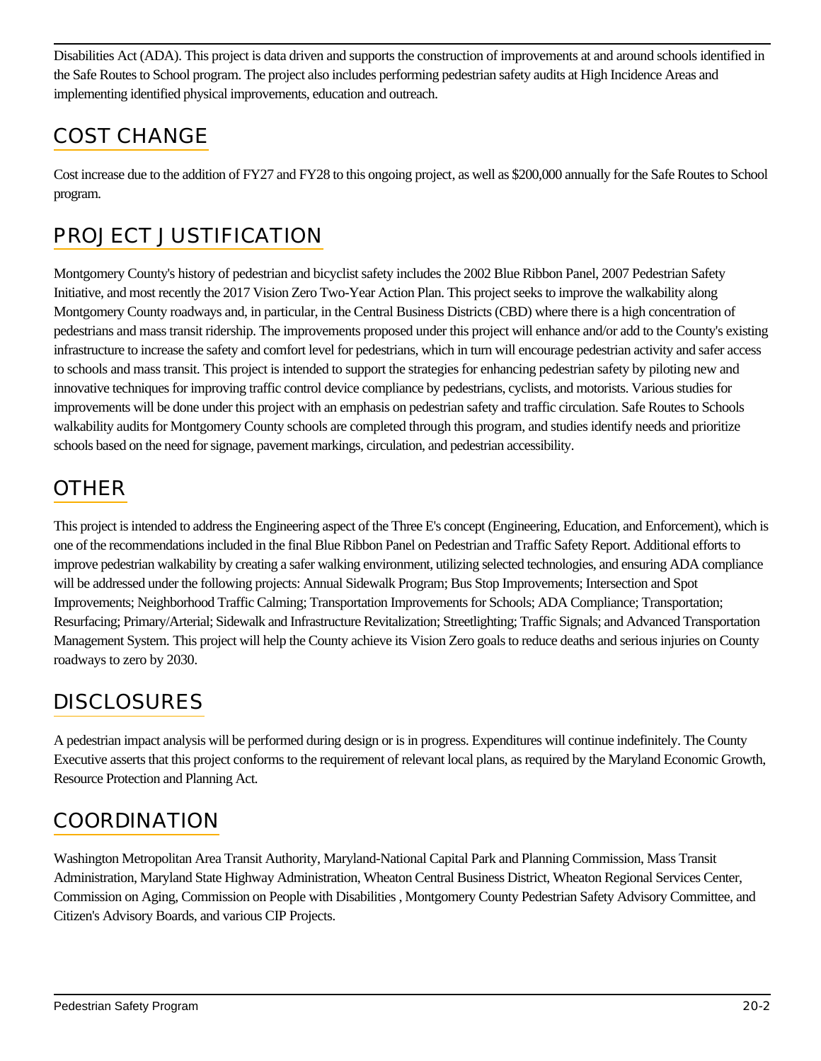Disabilities Act (ADA). This project is data driven and supports the construction of improvements at and around schools identified in the Safe Routes to School program. The project also includes performing pedestrian safety audits at High Incidence Areas and implementing identified physical improvements, education and outreach.

## COST CHANGE

Cost increase due to the addition of FY27 and FY28 to this ongoing project, as well as $200,000 annually for the Safe Routes to School program.

## PROJECT JUSTIFICATION

Montgomery County's history of pedestrian and bicyclist safety includes the 2002 Blue Ribbon Panel, 2007 Pedestrian Safety Initiative, and most recently the 2017 Vision Zero Two-Year Action Plan. This project seeks to improve the walkability along Montgomery County roadways and, in particular, in the Central Business Districts (CBD) where there is a high concentration of pedestrians and mass transit ridership. The improvements proposed under this project will enhance and/or add to the County's existing infrastructure to increase the safety and comfort level for pedestrians, which in turn will encourage pedestrian activity and safer access to schools and mass transit. This project is intended to support the strategies for enhancing pedestrian safety by piloting new and innovative techniques for improving traffic control device compliance by pedestrians, cyclists, and motorists. Various studies for improvements will be done under this project with an emphasis on pedestrian safety and traffic circulation. Safe Routes to Schools walkability audits for Montgomery County schools are completed through this program, and studies identify needs and prioritize schools based on the need for signage, pavement markings, circulation, and pedestrian accessibility.

## OTHER

This project is intended to address the Engineering aspect of the Three E's concept (Engineering, Education, and Enforcement), which is one of the recommendations included in the final Blue Ribbon Panel on Pedestrian and Traffic Safety Report. Additional efforts to improve pedestrian walkability by creating a safer walking environment, utilizing selected technologies, and ensuring ADA compliance will be addressed under the following projects: Annual Sidewalk Program; Bus Stop Improvements; Intersection and Spot Improvements; Neighborhood Traffic Calming; Transportation Improvements for Schools; ADA Compliance; Transportation; Resurfacing; Primary/Arterial; Sidewalk and Infrastructure Revitalization; Streetlighting; Traffic Signals; and Advanced Transportation Management System. This project will help the County achieve its Vision Zero goals to reduce deaths and serious injuries on County roadways to zero by 2030.

## DISCLOSURES

A pedestrian impact analysis will be performed during design or is in progress. Expenditures will continue indefinitely. The County Executive asserts that this project conforms to the requirement of relevant local plans, as required by the Maryland Economic Growth, Resource Protection and Planning Act.

## COORDINATION

Washington Metropolitan Area Transit Authority, Maryland-National Capital Park and Planning Commission, Mass Transit Administration, Maryland State Highway Administration, Wheaton Central Business District, Wheaton Regional Services Center, Commission on Aging, Commission on People with Disabilities , Montgomery County Pedestrian Safety Advisory Committee, and Citizen's Advisory Boards, and various CIP Projects.